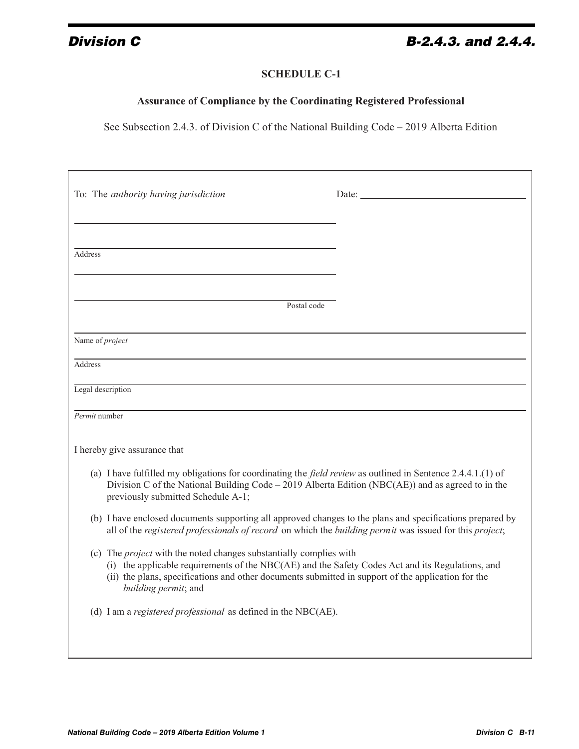## SCHEDULE C-1

### Assurance of Compliance by the Coordinating Registered Professional

See Subsection 2.4.3. of Division C of the National Building Code – 2019 Alberta Edition

To: The *authority having jurisdiction* Date: ______________________

______________________

______________________
Address

______________________

______________________
Postal code

______________________
Name of *project*

______________________
Address

______________________
Legal description

______________________
*Permit* number

I hereby give assurance that

(a) I have fulfilled my obligations for coordinating the *field review* as outlined in Sentence 2.4.4.1.(1) of Division C of the National Building Code – 2019 Alberta Edition (NBC(AE)) and as agreed to in the previously submitted Schedule A-1;

(b) I have enclosed documents supporting all approved changes to the plans and specifications prepared by all of the *registered professionals of record* on which the *building permit* was issued for this *project*;

(c) The *project* with the noted changes substantially complies with
   (i) the applicable requirements of the NBC(AE) and the Safety Codes Act and its Regulations, and
   (ii) the plans, specifications and other documents submitted in support of the application for the *building permit*; and

(d) I am a *registered professional* as defined in the NBC(AE).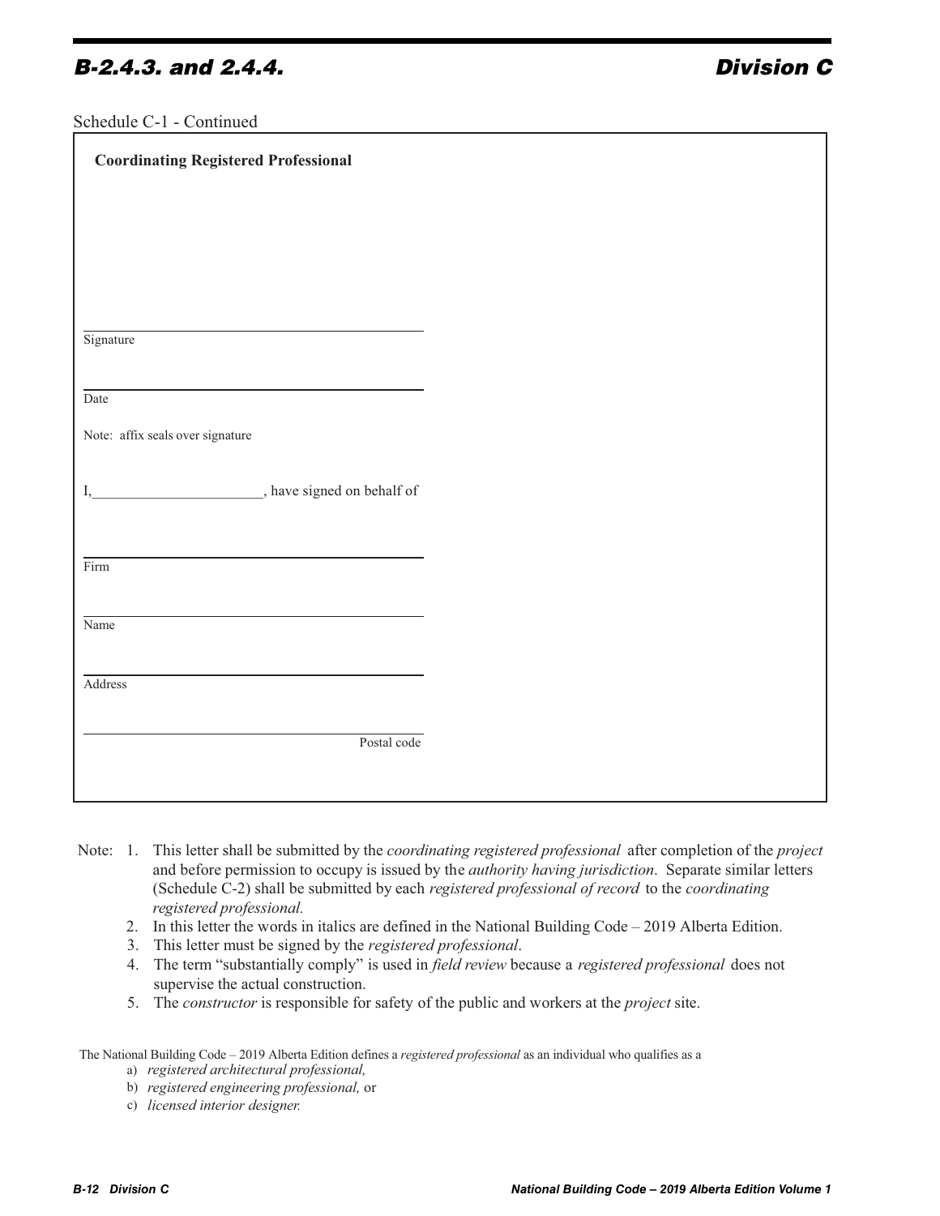## B-2.4.3. and 2.4.4.

Schedule C-1 - Continued

**Coordinating Registered Professional**

\_\_\_\_\_\_\_\_\_\_\_\_\_\_\_\_\_\_\_\_\_\_\_\_\_\_\_\_\_\_\_\_\_\_\_\_\_\_\_\_
Signature

\_\_\_\_\_\_\_\_\_\_\_\_\_\_\_\_\_\_\_\_\_\_\_\_\_\_\_\_\_\_\_\_\_\_\_\_\_\_\_\_
Date

Note: affix seals over signature

I,\_\_\_\_\_\_\_\_\_\_\_\_\_\_\_\_\_\_\_\_\_\_\_, have signed on behalf of

\_\_\_\_\_\_\_\_\_\_\_\_\_\_\_\_\_\_\_\_\_\_\_\_\_\_\_\_\_\_\_\_\_\_\_\_\_\_\_\_
Firm

\_\_\_\_\_\_\_\_\_\_\_\_\_\_\_\_\_\_\_\_\_\_\_\_\_\_\_\_\_\_\_\_\_\_\_\_\_\_\_\_
Name

\_\_\_\_\_\_\_\_\_\_\_\_\_\_\_\_\_\_\_\_\_\_\_\_\_\_\_\_\_\_\_\_\_\_\_\_\_\_\_\_
Address

\_\_\_\_\_\_\_\_\_\_\_\_\_\_\_\_\_\_\_\_\_\_\_\_\_\_\_\_\_\_\_\_\_\_\_\_\_\_\_\_
Postal code

Note:
1. This letter shall be submitted by the *coordinating registered professional* after completion of the *project* and before permission to occupy is issued by the *authority having jurisdiction*. Separate similar letters (Schedule C-2) shall be submitted by each *registered professional of record* to the *coordinating registered professional.*
2. In this letter the words in italics are defined in the National Building Code – 2019 Alberta Edition.
3. This letter must be signed by the *registered professional*.
4. The term "substantially comply" is used in *field review* because a *registered professional* does not supervise the actual construction.
5. The *constructor* is responsible for safety of the public and workers at the *project* site.

The National Building Code – 2019 Alberta Edition defines a *registered professional* as an individual who qualifies as a

a) *registered architectural professional,*
b) *registered engineering professional,* or
c) *licensed interior designer.*